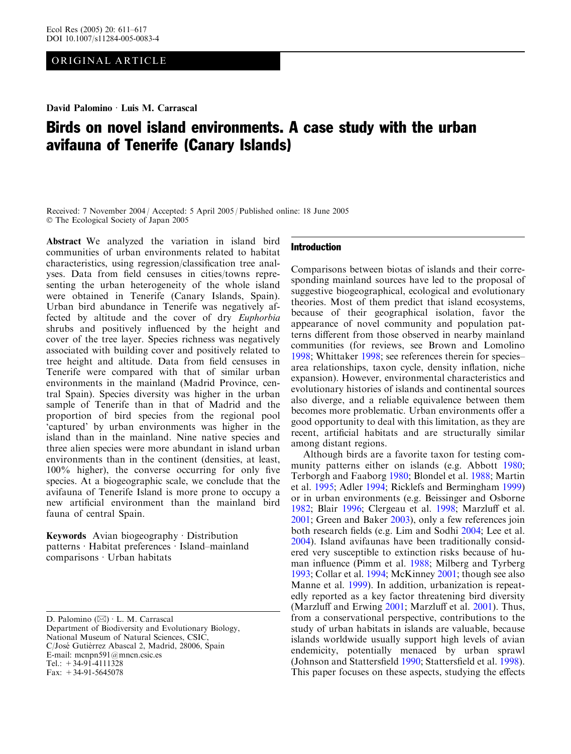ORIGINAL ARTICLE

David Palomino · Luis M. Carrascal

# Birds on novel island environments. A case study with the urban avifauna of Tenerife (Canary Islands)

Received: 7 November 2004 / Accepted: 5 April 2005 / Published online: 18 June 2005
© The Ecological Society of Japan 2005

**Abstract** We analyzed the variation in island bird communities of urban environments related to habitat characteristics, using regression/classification tree analyses. Data from field censuses in cities/towns representing the urban heterogeneity of the whole island were obtained in Tenerife (Canary Islands, Spain). Urban bird abundance in Tenerife was negatively affected by altitude and the cover of dry *Euphorbia* shrubs and positively influenced by the height and cover of the tree layer. Species richness was negatively associated with building cover and positively related to tree height and altitude. Data from field censuses in Tenerife were compared with that of similar urban environments in the mainland (Madrid Province, central Spain). Species diversity was higher in the urban sample of Tenerife than in that of Madrid and the proportion of bird species from the regional pool 'captured' by urban environments was higher in the island than in the mainland. Nine native species and three alien species were more abundant in island urban environments than in the continent (densities, at least, 100% higher), the converse occurring for only five species. At a biogeographic scale, we conclude that the avifauna of Tenerife Island is more prone to occupy a new artificial environment than the mainland bird fauna of central Spain.

**Keywords** Avian biogeography · Distribution patterns · Habitat preferences · Island–mainland comparisons · Urban habitats

D. Palomino (✉) · L. M. Carrascal
Department of Biodiversity and Evolutionary Biology,
National Museum of Natural Sciences, CSIC,
C/José Gutiérrez Abascal 2, Madrid, 28006, Spain
E-mail: mcnpn591@mncn.csic.es
Tel.: +34-91-4111328
Fax: +34-91-5645078

## Introduction

Comparisons between biotas of islands and their corresponding mainland sources have led to the proposal of suggestive biogeographical, ecological and evolutionary theories. Most of them predict that island ecosystems, because of their geographical isolation, favor the appearance of novel community and population patterns different from those observed in nearby mainland communities (for reviews, see Brown and Lomolino 1998; Whittaker 1998; see references therein for species–area relationships, taxon cycle, density inflation, niche expansion). However, environmental characteristics and evolutionary histories of islands and continental sources also diverge, and a reliable equivalence between them becomes more problematic. Urban environments offer a good opportunity to deal with this limitation, as they are recent, artificial habitats and are structurally similar among distant regions.

Although birds are a favorite taxon for testing community patterns either on islands (e.g. Abbott 1980; Terborgh and Faaborg 1980; Blondel et al. 1988; Martin et al. 1995; Adler 1994; Ricklefs and Bermingham 1999) or in urban environments (e.g. Beissinger and Osborne 1982; Blair 1996; Clergeau et al. 1998; Marzluff et al. 2001; Green and Baker 2003), only a few references join both research fields (e.g. Lim and Sodhi 2004; Lee et al. 2004). Island avifaunas have been traditionally considered very susceptible to extinction risks because of human influence (Pimm et al. 1988; Milberg and Tyrberg 1993; Collar et al. 1994; McKinney 2001; though see also Manne et al. 1999). In addition, urbanization is repeatedly reported as a key factor threatening bird diversity (Marzluff and Erwing 2001; Marzluff et al. 2001). Thus, from a conservational perspective, contributions to the study of urban habitats in islands are valuable, because islands worldwide usually support high levels of avian endemicity, potentially menaced by urban sprawl (Johnson and Stattersfield 1990; Stattersfield et al. 1998). This paper focuses on these aspects, studying the effects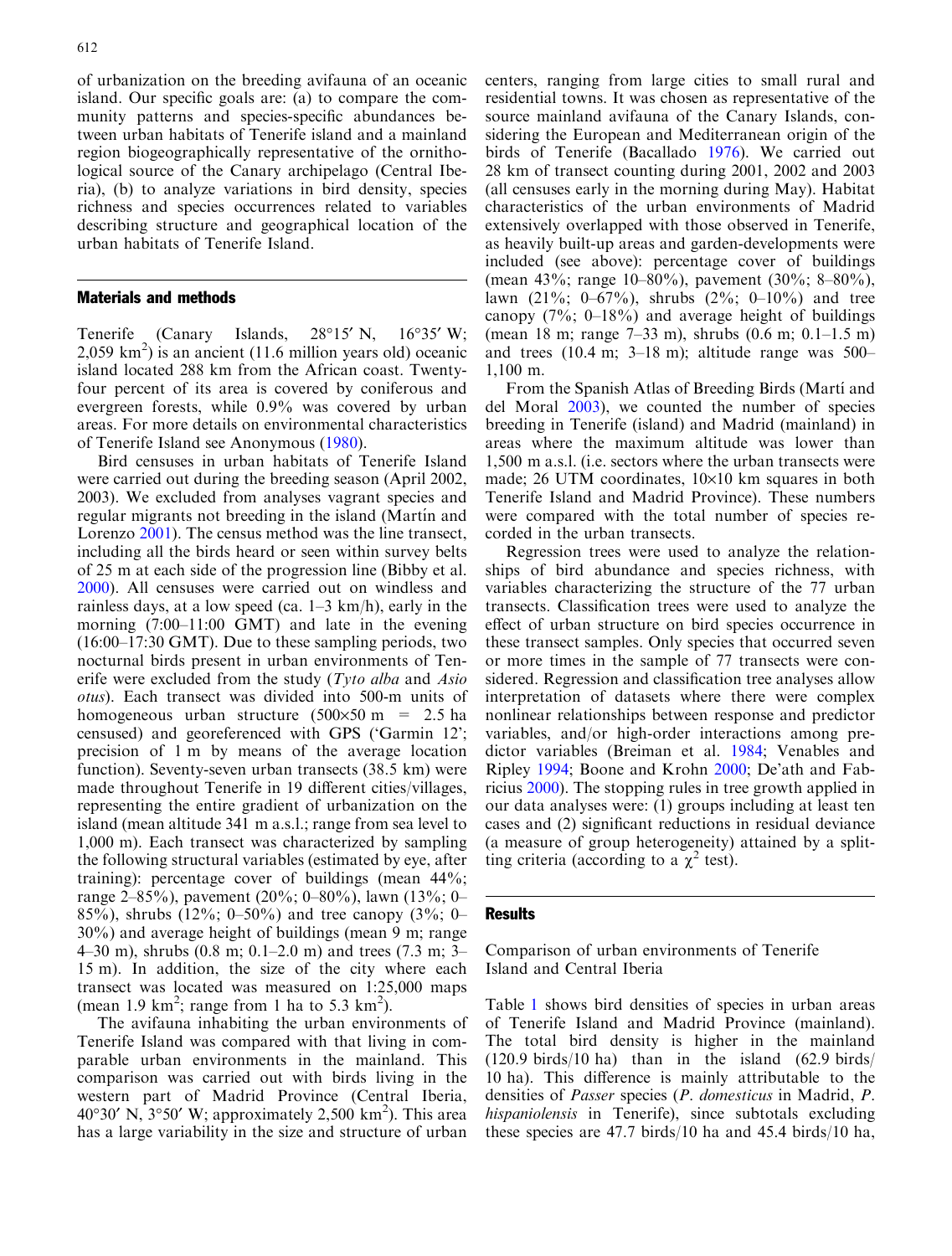of urbanization on the breeding avifauna of an oceanic island. Our specific goals are: (a) to compare the community patterns and species-specific abundances between urban habitats of Tenerife island and a mainland region biogeographically representative of the ornithological source of the Canary archipelago (Central Iberia), (b) to analyze variations in bird density, species richness and species occurrences related to variables describing structure and geographical location of the urban habitats of Tenerife Island.

## Materials and methods

Tenerife (Canary Islands, 28°15′ N, 16°35′ W; 2,059 km$^2$) is an ancient (11.6 million years old) oceanic island located 288 km from the African coast. Twenty-four percent of its area is covered by coniferous and evergreen forests, while 0.9% was covered by urban areas. For more details on environmental characteristics of Tenerife Island see Anonymous (1980).

Bird censuses in urban habitats of Tenerife Island were carried out during the breeding season (April 2002, 2003). We excluded from analyses vagrant species and regular migrants not breeding in the island (Martín and Lorenzo 2001). The census method was the line transect, including all the birds heard or seen within survey belts of 25 m at each side of the progression line (Bibby et al. 2000). All censuses were carried out on windless and rainless days, at a low speed (ca. 1–3 km/h), early in the morning (7:00–11:00 GMT) and late in the evening (16:00–17:30 GMT). Due to these sampling periods, two nocturnal birds present in urban environments of Tenerife were excluded from the study (*Tyto alba* and *Asio otus*). Each transect was divided into 500-m units of homogeneous urban structure (500×50 m = 2.5 ha censused) and georeferenced with GPS ('Garmin 12'; precision of 1 m by means of the average location function). Seventy-seven urban transects (38.5 km) were made throughout Tenerife in 19 different cities/villages, representing the entire gradient of urbanization on the island (mean altitude 341 m a.s.l.; range from sea level to 1,000 m). Each transect was characterized by sampling the following structural variables (estimated by eye, after training): percentage cover of buildings (mean 44%; range 2–85%), pavement (20%; 0–80%), lawn (13%; 0–85%), shrubs (12%; 0–50%) and tree canopy (3%; 0–30%) and average height of buildings (mean 9 m; range 4–30 m), shrubs (0.8 m; 0.1–2.0 m) and trees (7.3 m; 3–15 m). In addition, the size of the city where each transect was located was measured on 1:25,000 maps (mean 1.9 km$^2$; range from 1 ha to 5.3 km$^2$).

The avifauna inhabiting the urban environments of Tenerife Island was compared with that living in comparable urban environments in the mainland. This comparison was carried out with birds living in the western part of Madrid Province (Central Iberia, 40°30′ N, 3°50′ W; approximately 2,500 km$^2$). This area has a large variability in the size and structure of urban centers, ranging from large cities to small rural and residential towns. It was chosen as representative of the source mainland avifauna of the Canary Islands, considering the European and Mediterranean origin of the birds of Tenerife (Bacallado 1976). We carried out 28 km of transect counting during 2001, 2002 and 2003 (all censuses early in the morning during May). Habitat characteristics of the urban environments of Madrid extensively overlapped with those observed in Tenerife, as heavily built-up areas and garden-developments were included (see above): percentage cover of buildings (mean 43%; range 10–80%), pavement (30%; 8–80%), lawn (21%; 0–67%), shrubs (2%; 0–10%) and tree canopy (7%; 0–18%) and average height of buildings (mean 18 m; range 7–33 m), shrubs (0.6 m; 0.1–1.5 m) and trees (10.4 m; 3–18 m); altitude range was 500–1,100 m.

From the Spanish Atlas of Breeding Birds (Martí and del Moral 2003), we counted the number of species breeding in Tenerife (island) and Madrid (mainland) in areas where the maximum altitude was lower than 1,500 m a.s.l. (i.e. sectors where the urban transects were made; 26 UTM coordinates, 10×10 km squares in both Tenerife Island and Madrid Province). These numbers were compared with the total number of species recorded in the urban transects.

Regression trees were used to analyze the relationships of bird abundance and species richness, with variables characterizing the structure of the 77 urban transects. Classification trees were used to analyze the effect of urban structure on bird species occurrence in these transect samples. Only species that occurred seven or more times in the sample of 77 transects were considered. Regression and classification tree analyses allow interpretation of datasets where there were complex nonlinear relationships between response and predictor variables, and/or high-order interactions among predictor variables (Breiman et al. 1984; Venables and Ripley 1994; Boone and Krohn 2000; De'ath and Fabricius 2000). The stopping rules in tree growth applied in our data analyses were: (1) groups including at least ten cases and (2) significant reductions in residual deviance (a measure of group heterogeneity) attained by a splitting criteria (according to a $\chi^2$ test).

## Results

### Comparison of urban environments of Tenerife Island and Central Iberia

Table 1 shows bird densities of species in urban areas of Tenerife Island and Madrid Province (mainland). The total bird density is higher in the mainland (120.9 birds/10 ha) than in the island (62.9 birds/10 ha). This difference is mainly attributable to the densities of *Passer* species (*P. domesticus* in Madrid, *P. hispaniolensis* in Tenerife), since subtotals excluding these species are 47.7 birds/10 ha and 45.4 birds/10 ha,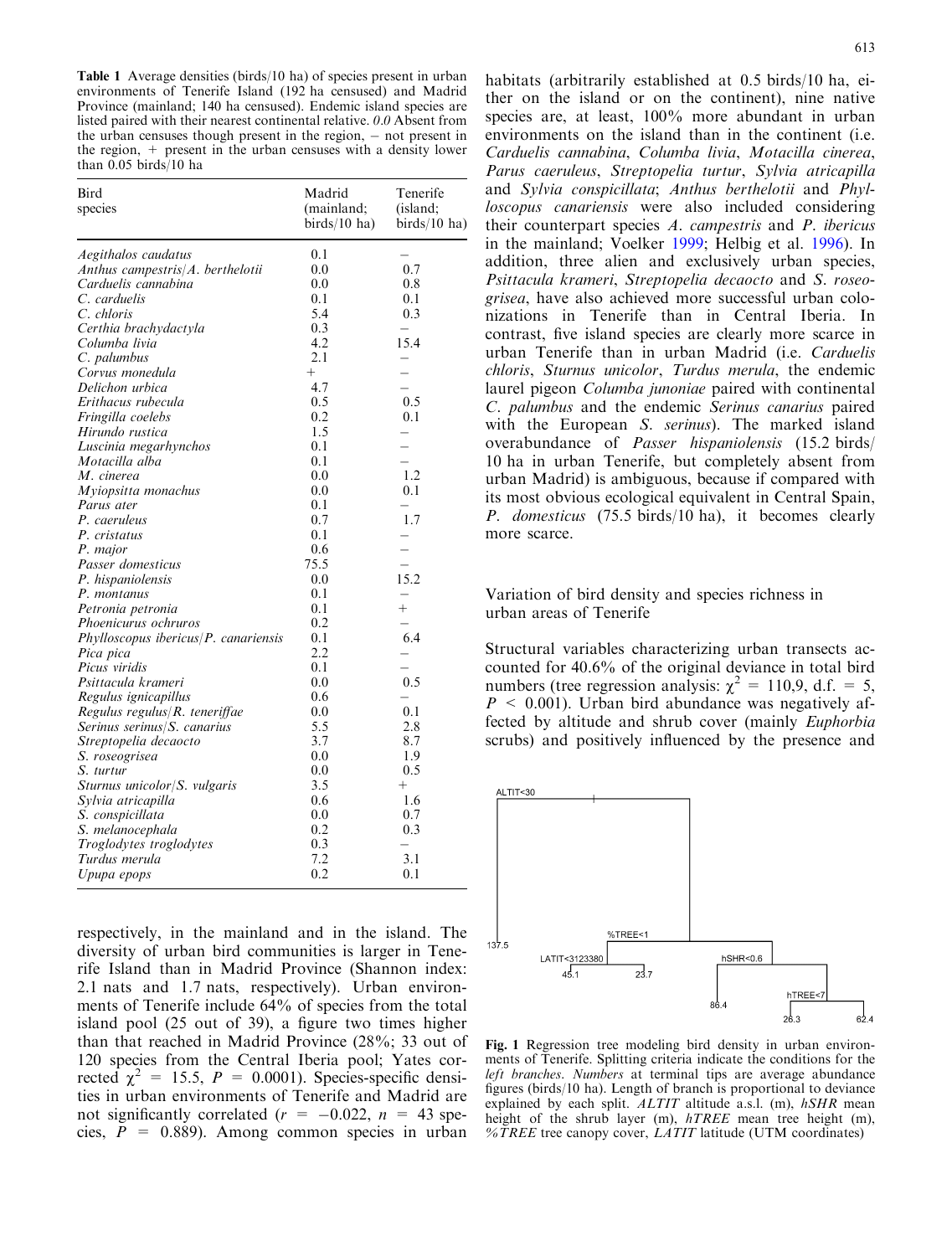**Table 1** Average densities (birds/10 ha) of species present in urban environments of Tenerife Island (192 ha censused) and Madrid Province (mainland; 140 ha censused). Endemic island species are listed paired with their nearest continental relative. *0.0* Absent from the urban censuses though present in the region, – not present in the region, + present in the urban censuses with a density lower than 0.05 birds/10 ha

| Bird species | Madrid (mainland; birds/10 ha) | Tenerife (island; birds/10 ha) |
|---|---|---|
| *Aegithalos caudatus* | 0.1 | – |
| *Anthus campestris*/*A. berthelotii* | 0.0 | 0.7 |
| *Carduelis cannabina* | 0.0 | 0.8 |
| *C. carduelis* | 0.1 | 0.1 |
| *C. chloris* | 5.4 | 0.3 |
| *Certhia brachydactyla* | 0.3 | – |
| *Columba livia* | 4.2 | 15.4 |
| *C. palumbus* | 2.1 | – |
| *Corvus monedula* | + | – |
| *Delichon urbica* | 4.7 | – |
| *Erithacus rubecula* | 0.5 | 0.5 |
| *Fringilla coelebs* | 0.2 | 0.1 |
| *Hirundo rustica* | 1.5 | – |
| *Luscinia megarhynchos* | 0.1 | – |
| *Motacilla alba* | 0.1 | – |
| *M. cinerea* | 0.0 | 1.2 |
| *Myiopsitta monachus* | 0.0 | 0.1 |
| *Parus ater* | 0.1 | – |
| *P. caeruleus* | 0.7 | 1.7 |
| *P. cristatus* | 0.1 | – |
| *P. major* | 0.6 | – |
| *Passer domesticus* | 75.5 | – |
| *P. hispaniolensis* | 0.0 | 15.2 |
| *P. montanus* | 0.1 | – |
| *Petronia petronia* | 0.1 | + |
| *Phoenicurus ochruros* | 0.2 | – |
| *Phylloscopus ibericus*/*P. canariensis* | 0.1 | 6.4 |
| *Pica pica* | 2.2 | – |
| *Picus viridis* | 0.1 | – |
| *Psittacula krameri* | 0.0 | 0.5 |
| *Regulus ignicapillus* | 0.6 | – |
| *Regulus regulus*/*R. teneriffae* | 0.0 | 0.1 |
| *Serinus serinus*/*S. canarius* | 5.5 | 2.8 |
| *Streptopelia decaocto* | 3.7 | 8.7 |
| *S. roseogrisea* | 0.0 | 1.9 |
| *S. turtur* | 0.0 | 0.5 |
| *Sturnus unicolor*/*S. vulgaris* | 3.5 | + |
| *Sylvia atricapilla* | 0.6 | 1.6 |
| *S. conspicillata* | 0.0 | 0.7 |
| *S. melanocephala* | 0.2 | 0.3 |
| *Troglodytes troglodytes* | 0.3 | – |
| *Turdus merula* | 7.2 | 3.1 |
| *Upupa epops* | 0.2 | 0.1 |

respectively, in the mainland and in the island. The diversity of urban bird communities is larger in Tenerife Island than in Madrid Province (Shannon index: 2.1 nats and 1.7 nats, respectively). Urban environments of Tenerife include 64% of species from the total island pool (25 out of 39), a figure two times higher than that reached in Madrid Province (28%; 33 out of 120 species from the Central Iberia pool; Yates corrected $\chi^2 = 15.5$, $P = 0.0001$). Species-specific densities in urban environments of Tenerife and Madrid are not significantly correlated ($r = -0.022$, $n = 43$ species, $P = 0.889$). Among common species in urban habitats (arbitrarily established at 0.5 birds/10 ha, either on the island or on the continent), nine native species are, at least, 100% more abundant in urban environments on the island than in the continent (i.e. *Carduelis cannabina*, *Columba livia*, *Motacilla cinerea*, *Parus caeruleus*, *Streptopelia turtur*, *Sylvia atricapilla* and *Sylvia conspicillata*; *Anthus berthelotii* and *Phylloscopus canariensis* were also included considering their counterpart species *A. campestris* and *P. ibericus* in the mainland; Voelker 1999; Helbig et al. 1996). In addition, three alien and exclusively urban species, *Psittacula krameri*, *Streptopelia decaocto* and *S. roseogrisea*, have also achieved more successful urban colonizations in Tenerife than in Central Iberia. In contrast, five island species are clearly more scarce in urban Tenerife than in urban Madrid (i.e. *Carduelis chloris*, *Sturnus unicolor*, *Turdus merula*, the endemic laurel pigeon *Columba junoniae* paired with continental *C. palumbus* and the endemic *Serinus canarius* paired with the European *S. serinus*). The marked island overabundance of *Passer hispaniolensis* (15.2 birds/10 ha in urban Tenerife, but completely absent from urban Madrid) is ambiguous, because if compared with its most obvious ecological equivalent in Central Spain, *P. domesticus* (75.5 birds/10 ha), it becomes clearly more scarce.

## Variation of bird density and species richness in urban areas of Tenerife

Structural variables characterizing urban transects accounted for 40.6% of the original deviance in total bird numbers (tree regression analysis: $\chi^2 = 110{,}9$, d.f. = 5, $P < 0.001$). Urban bird abundance was negatively affected by altitude and shrub cover (mainly *Euphorbia* scrubs) and positively influenced by the presence and

**Fig. 1** Regression tree modeling bird density in urban environments of Tenerife. Splitting criteria indicate the conditions for the *left branches*. *Numbers* at terminal tips are average abundance figures (birds/10 ha). Length of branch is proportional to deviance explained by each split. *ALTIT* altitude a.s.l. (m), *hSHR* mean height of the shrub layer (m), *hTREE* mean tree height (m), *%TREE* tree canopy cover, *LATIT* latitude (UTM coordinates)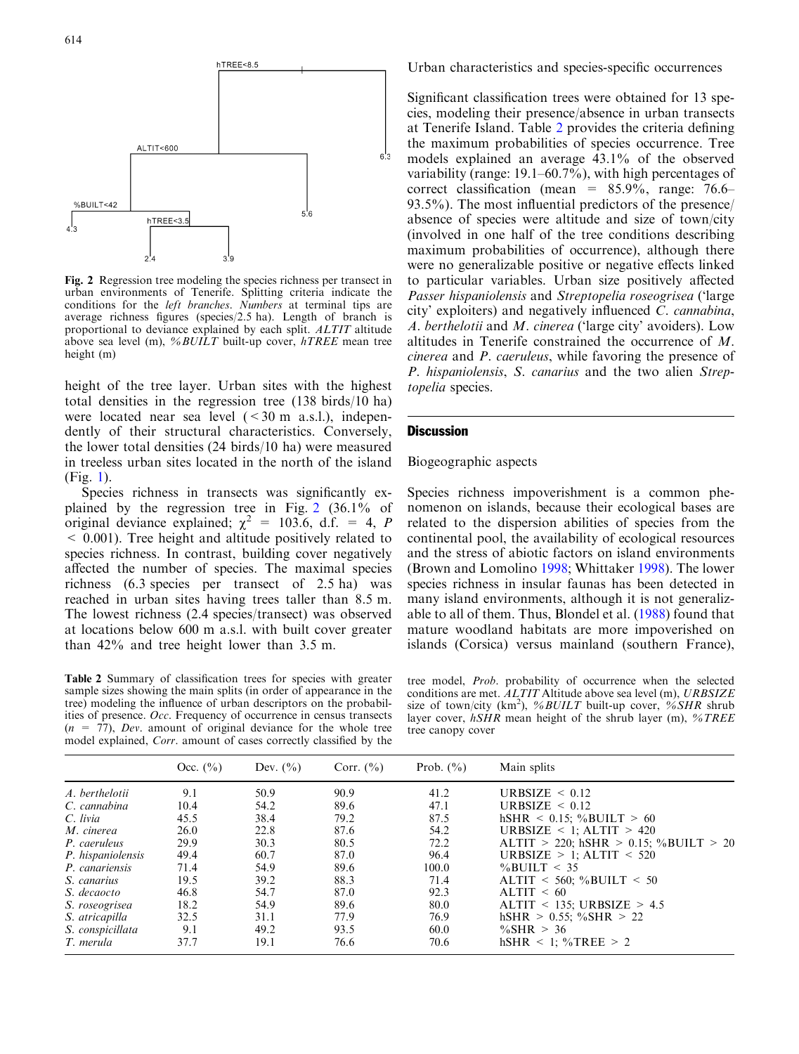Fig. 2 Regression tree modeling the species richness per transect in urban environments of Tenerife. Splitting criteria indicate the conditions for the *left branches*. *Numbers* at terminal tips are average richness figures (species/2.5 ha). Length of branch is proportional to deviance explained by each split. *ALTIT* altitude above sea level (m), *%BUILT* built-up cover, *hTREE* mean tree height (m)

height of the tree layer. Urban sites with the highest total densities in the regression tree (138 birds/10 ha) were located near sea level (< 30 m a.s.l.), independently of their structural characteristics. Conversely, the lower total densities (24 birds/10 ha) were measured in treeless urban sites located in the north of the island (Fig. 1).

Species richness in transects was significantly explained by the regression tree in Fig. 2 (36.1% of original deviance explained; $\chi^2$ = 103.6, d.f. = 4, $P$ < 0.001). Tree height and altitude positively related to species richness. In contrast, building cover negatively affected the number of species. The maximal species richness (6.3 species per transect of 2.5 ha) was reached in urban sites having trees taller than 8.5 m. The lowest richness (2.4 species/transect) was observed at locations below 600 m a.s.l. with built cover greater than 42% and tree height lower than 3.5 m.

## Urban characteristics and species-specific occurrences

Significant classification trees were obtained for 13 species, modeling their presence/absence in urban transects at Tenerife Island. Table 2 provides the criteria defining the maximum probabilities of species occurrence. Tree models explained an average 43.1% of the observed variability (range: 19.1–60.7%), with high percentages of correct classification (mean = 85.9%, range: 76.6–93.5%). The most influential predictors of the presence/absence of species were altitude and size of town/city (involved in one half of the tree conditions describing maximum probabilities of occurrence), although there were no generalizable positive or negative effects linked to particular variables. Urban size positively affected *Passer hispaniolensis* and *Streptopelia roseogrisea* ('large city' exploiters) and negatively influenced *C. cannabina*, *A. berthelotii* and *M. cinerea* ('large city' avoiders). Low altitudes in Tenerife constrained the occurrence of *M. cinerea* and *P. caeruleus*, while favoring the presence of *P. hispaniolensis*, *S. canarius* and the two alien *Streptopelia* species.

Table 2 Summary of classification trees for species with greater sample sizes showing the main splits (in order of appearance in the tree) modeling the influence of urban descriptors on the probabilities of presence. *Occ*. Frequency of occurrence in census transects ($n$ = 77), *Dev*. amount of original deviance for the whole tree model explained, *Corr*. amount of cases correctly classified by the tree model, *Prob*. probability of occurrence when the selected conditions are met. *ALTIT* Altitude above sea level (m), *URBSIZE* size of town/city (km$^2$), *%BUILT* built-up cover, *%SHR* shrub layer cover, *hSHR* mean height of the shrub layer (m), *%TREE* tree canopy cover

| | Occ. (%) | Dev. (%) | Corr. (%) | Prob. (%) | Main splits |
|---|---|---|---|---|---|
| *A. berthelotii* | 9.1 | 50.9 | 90.9 | 41.2 | URBSIZE < 0.12 |
| *C. cannabina* | 10.4 | 54.2 | 89.6 | 47.1 | URBSIZE < 0.12 |
| *C. livia* | 45.5 | 38.4 | 79.2 | 87.5 | hSHR < 0.15; %BUILT > 60 |
| *M. cinerea* | 26.0 | 22.8 | 87.6 | 54.2 | URBSIZE < 1; ALTIT > 420 |
| *P. caeruleus* | 29.9 | 30.3 | 80.5 | 72.2 | ALTIT > 220; hSHR > 0.15; %BUILT > 20 |
| *P. hispaniolensis* | 49.4 | 60.7 | 87.0 | 96.4 | URBSIZE > 1; ALTIT < 520 |
| *P. canariensis* | 71.4 | 54.9 | 89.6 | 100.0 | %BUILT < 35 |
| *S. canarius* | 19.5 | 39.2 | 88.3 | 71.4 | ALTIT < 560; %BUILT < 50 |
| *S. decaocto* | 46.8 | 54.7 | 87.0 | 92.3 | ALTIT < 60 |
| *S. roseogrisea* | 18.2 | 54.9 | 89.6 | 80.0 | ALTIT < 135; URBSIZE > 4.5 |
| *S. atricapilla* | 32.5 | 31.1 | 77.9 | 76.9 | hSHR > 0.55; %SHR > 22 |
| *S. conspicillata* | 9.1 | 49.2 | 93.5 | 60.0 | %SHR > 36 |
| *T. merula* | 37.7 | 19.1 | 76.6 | 70.6 | hSHR < 1; %TREE > 2 |

## Discussion

### Biogeographic aspects

Species richness impoverishment is a common phenomenon on islands, because their ecological bases are related to the dispersion abilities of species from the continental pool, the availability of ecological resources and the stress of abiotic factors on island environments (Brown and Lomolino 1998; Whittaker 1998). The lower species richness in insular faunas has been detected in many island environments, although it is not generalizable to all of them. Thus, Blondel et al. (1988) found that mature woodland habitats are more impoverished on islands (Corsica) versus mainland (southern France),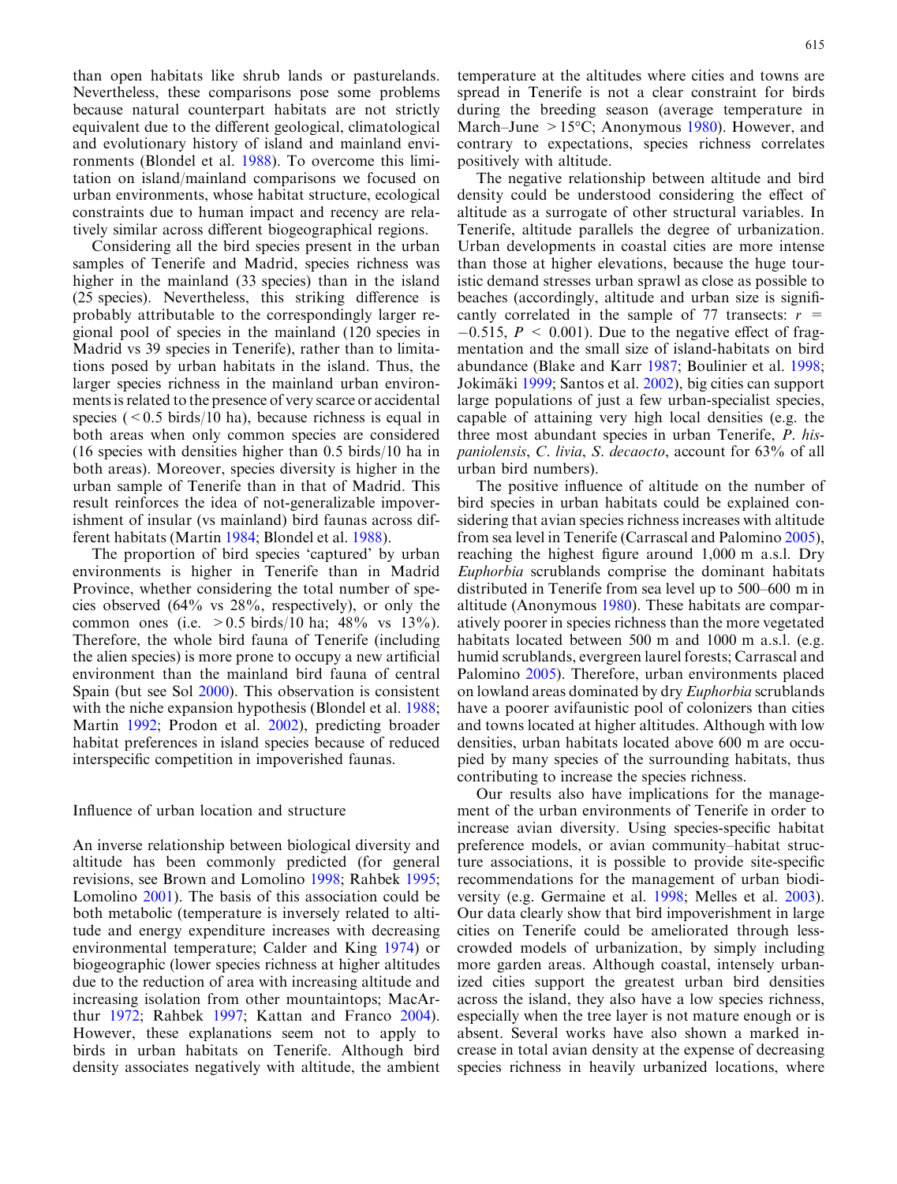than open habitats like shrub lands or pasturelands. Nevertheless, these comparisons pose some problems because natural counterpart habitats are not strictly equivalent due to the different geological, climatological and evolutionary history of island and mainland environments (Blondel et al. 1988). To overcome this limitation on island/mainland comparisons we focused on urban environments, whose habitat structure, ecological constraints due to human impact and recency are relatively similar across different biogeographical regions.

Considering all the bird species present in the urban samples of Tenerife and Madrid, species richness was higher in the mainland (33 species) than in the island (25 species). Nevertheless, this striking difference is probably attributable to the correspondingly larger regional pool of species in the mainland (120 species in Madrid vs 39 species in Tenerife), rather than to limitations posed by urban habitats in the island. Thus, the larger species richness in the mainland urban environments is related to the presence of very scarce or accidental species (<0.5 birds/10 ha), because richness is equal in both areas when only common species are considered (16 species with densities higher than 0.5 birds/10 ha in both areas). Moreover, species diversity is higher in the urban sample of Tenerife than in that of Madrid. This result reinforces the idea of not-generalizable impoverishment of insular (vs mainland) bird faunas across different habitats (Martin 1984; Blondel et al. 1988).

The proportion of bird species 'captured' by urban environments is higher in Tenerife than in Madrid Province, whether considering the total number of species observed (64% vs 28%, respectively), or only the common ones (i.e. >0.5 birds/10 ha; 48% vs 13%). Therefore, the whole bird fauna of Tenerife (including the alien species) is more prone to occupy a new artificial environment than the mainland bird fauna of central Spain (but see Sol 2000). This observation is consistent with the niche expansion hypothesis (Blondel et al. 1988; Martin 1992; Prodon et al. 2002), predicting broader habitat preferences in island species because of reduced interspecific competition in impoverished faunas.

## Influence of urban location and structure

An inverse relationship between biological diversity and altitude has been commonly predicted (for general revisions, see Brown and Lomolino 1998; Rahbek 1995; Lomolino 2001). The basis of this association could be both metabolic (temperature is inversely related to altitude and energy expenditure increases with decreasing environmental temperature; Calder and King 1974) or biogeographic (lower species richness at higher altitudes due to the reduction of area with increasing altitude and increasing isolation from other mountaintops; MacArthur 1972; Rahbek 1997; Kattan and Franco 2004). However, these explanations seem not to apply to birds in urban habitats on Tenerife. Although bird density associates negatively with altitude, the ambient temperature at the altitudes where cities and towns are spread in Tenerife is not a clear constraint for birds during the breeding season (average temperature in March–June >15°C; Anonymous 1980). However, and contrary to expectations, species richness correlates positively with altitude.

The negative relationship between altitude and bird density could be understood considering the effect of altitude as a surrogate of other structural variables. In Tenerife, altitude parallels the degree of urbanization. Urban developments in coastal cities are more intense than those at higher elevations, because the huge touristic demand stresses urban sprawl as close as possible to beaches (accordingly, altitude and urban size is significantly correlated in the sample of 77 transects: $r = -0.515$, $P < 0.001$). Due to the negative effect of fragmentation and the small size of island-habitats on bird abundance (Blake and Karr 1987; Boulinier et al. 1998; Jokimäki 1999; Santos et al. 2002), big cities can support large populations of just a few urban-specialist species, capable of attaining very high local densities (e.g. the three most abundant species in urban Tenerife, *P. hispaniolensis*, *C. livia*, *S. decaocto*, account for 63% of all urban bird numbers).

The positive influence of altitude on the number of bird species in urban habitats could be explained considering that avian species richness increases with altitude from sea level in Tenerife (Carrascal and Palomino 2005), reaching the highest figure around 1,000 m a.s.l. Dry *Euphorbia* scrublands comprise the dominant habitats distributed in Tenerife from sea level up to 500–600 m in altitude (Anonymous 1980). These habitats are comparatively poorer in species richness than the more vegetated habitats located between 500 m and 1000 m a.s.l. (e.g. humid scrublands, evergreen laurel forests; Carrascal and Palomino 2005). Therefore, urban environments placed on lowland areas dominated by dry *Euphorbia* scrublands have a poorer avifaunistic pool of colonizers than cities and towns located at higher altitudes. Although with low densities, urban habitats located above 600 m are occupied by many species of the surrounding habitats, thus contributing to increase the species richness.

Our results also have implications for the management of the urban environments of Tenerife in order to increase avian diversity. Using species-specific habitat preference models, or avian community–habitat structure associations, it is possible to provide site-specific recommendations for the management of urban biodiversity (e.g. Germaine et al. 1998; Melles et al. 2003). Our data clearly show that bird impoverishment in large cities on Tenerife could be ameliorated through less-crowded models of urbanization, by simply including more garden areas. Although coastal, intensely urbanized cities support the greatest urban bird densities across the island, they also have a low species richness, especially when the tree layer is not mature enough or is absent. Several works have also shown a marked increase in total avian density at the expense of decreasing species richness in heavily urbanized locations, where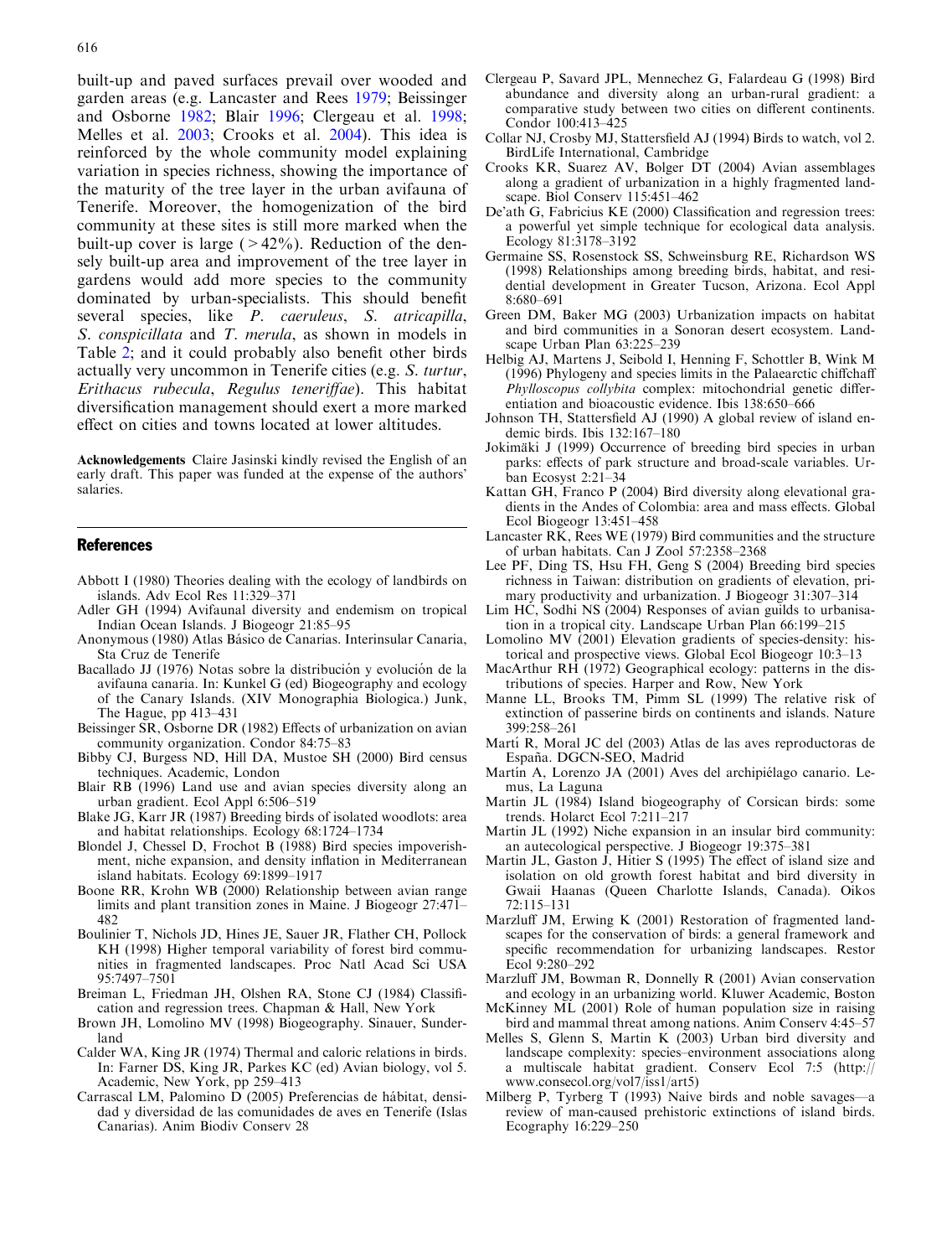built-up and paved surfaces prevail over wooded and garden areas (e.g. Lancaster and Rees 1979; Beissinger and Osborne 1982; Blair 1996; Clergeau et al. 1998; Melles et al. 2003; Crooks et al. 2004). This idea is reinforced by the whole community model explaining variation in species richness, showing the importance of the maturity of the tree layer in the urban avifauna of Tenerife. Moreover, the homogenization of the bird community at these sites is still more marked when the built-up cover is large (>42%). Reduction of the densely built-up area and improvement of the tree layer in gardens would add more species to the community dominated by urban-specialists. This should benefit several species, like *P. caeruleus*, *S. atricapilla*, *S. conspicillata* and *T. merula*, as shown in models in Table 2; and it could probably also benefit other birds actually very uncommon in Tenerife cities (e.g. *S. turtur*, *Erithacus rubecula*, *Regulus teneriffae*). This habitat diversification management should exert a more marked effect on cities and towns located at lower altitudes.

**Acknowledgements** Claire Jasinski kindly revised the English of an early draft. This paper was funded at the expense of the authors' salaries.

## References

Abbott I (1980) Theories dealing with the ecology of landbirds on islands. Adv Ecol Res 11:329–371

Adler GH (1994) Avifaunal diversity and endemism on tropical Indian Ocean Islands. J Biogeogr 21:85–95

Anonymous (1980) Atlas Básico de Canarias. Interinsular Canaria, Sta Cruz de Tenerife

Bacallado JJ (1976) Notas sobre la distribución y evolución de la avifauna canaria. In: Kunkel G (ed) Biogeography and ecology of the Canary Islands. (XIV Monographia Biologica.) Junk, The Hague, pp 413–431

Beissinger SR, Osborne DR (1982) Effects of urbanization on avian community organization. Condor 84:75–83

Bibby CJ, Burgess ND, Hill DA, Mustoe SH (2000) Bird census techniques. Academic, London

Blair RB (1996) Land use and avian species diversity along an urban gradient. Ecol Appl 6:506–519

Blake JG, Karr JR (1987) Breeding birds of isolated woodlots: area and habitat relationships. Ecology 68:1724–1734

Blondel J, Chessel D, Frochot B (1988) Bird species impoverishment, niche expansion, and density inflation in Mediterranean island habitats. Ecology 69:1899–1917

Boone RR, Krohn WB (2000) Relationship between avian range limits and plant transition zones in Maine. J Biogeogr 27:471–482

Boulinier T, Nichols JD, Hines JE, Sauer JR, Flather CH, Pollock KH (1998) Higher temporal variability of forest bird communities in fragmented landscapes. Proc Natl Acad Sci USA 95:7497–7501

Breiman L, Friedman JH, Olshen RA, Stone CJ (1984) Classification and regression trees. Chapman & Hall, New York

Brown JH, Lomolino MV (1998) Biogeography. Sinauer, Sunderland

Calder WA, King JR (1974) Thermal and caloric relations in birds. In: Farner DS, King JR, Parkes KC (ed) Avian biology, vol 5. Academic, New York, pp 259–413

Carrascal LM, Palomino D (2005) Preferencias de hábitat, densidad y diversidad de las comunidades de aves en Tenerife (Islas Canarias). Anim Biodiv Conserv 28

Clergeau P, Savard JPL, Mennechez G, Falardeau G (1998) Bird abundance and diversity along an urban-rural gradient: a comparative study between two cities on different continents. Condor 100:413–425

Collar NJ, Crosby MJ, Stattersfield AJ (1994) Birds to watch, vol 2. BirdLife International, Cambridge

Crooks KR, Suarez AV, Bolger DT (2004) Avian assemblages along a gradient of urbanization in a highly fragmented landscape. Biol Conserv 115:451–462

De'ath G, Fabricius KE (2000) Classification and regression trees: a powerful yet simple technique for ecological data analysis. Ecology 81:3178–3192

Germaine SS, Rosenstock SS, Schweinsburg RE, Richardson WS (1998) Relationships among breeding birds, habitat, and residential development in Greater Tucson, Arizona. Ecol Appl 8:680–691

Green DM, Baker MG (2003) Urbanization impacts on habitat and bird communities in a Sonoran desert ecosystem. Landscape Urban Plan 63:225–239

Helbig AJ, Martens J, Seibold I, Henning F, Schottler B, Wink M (1996) Phylogeny and species limits in the Palaearctic chiffchaff *Phylloscopus collybita* complex: mitochondrial genetic differentiation and bioacoustic evidence. Ibis 138:650–666

Johnson TH, Stattersfield AJ (1990) A global review of island endemic birds. Ibis 132:167–180

Jokimäki J (1999) Occurrence of breeding bird species in urban parks: effects of park structure and broad-scale variables. Urban Ecosyst 2:21–34

Kattan GH, Franco P (2004) Bird diversity along elevational gradients in the Andes of Colombia: area and mass effects. Global Ecol Biogeogr 13:451–458

Lancaster RK, Rees WE (1979) Bird communities and the structure of urban habitats. Can J Zool 57:2358–2368

Lee PF, Ding TS, Hsu FH, Geng S (2004) Breeding bird species richness in Taiwan: distribution on gradients of elevation, primary productivity and urbanization. J Biogeogr 31:307–314

Lim HC, Sodhi NS (2004) Responses of avian guilds to urbanisation in a tropical city. Landscape Urban Plan 66:199–215

Lomolino MV (2001) Elevation gradients of species-density: historical and prospective views. Global Ecol Biogeogr 10:3–13

MacArthur RH (1972) Geographical ecology: patterns in the distributions of species. Harper and Row, New York

Manne LL, Brooks TM, Pimm SL (1999) The relative risk of extinction of passerine birds on continents and islands. Nature 399:258–261

Martí R, Moral JC del (2003) Atlas de las aves reproductoras de España. DGCN-SEO, Madrid

Martín A, Lorenzo JA (2001) Aves del archipiélago canario. Lemus, La Laguna

Martin JL (1984) Island biogeography of Corsican birds: some trends. Holarct Ecol 7:211–217

Martin JL (1992) Niche expansion in an insular bird community: an autecological perspective. J Biogeogr 19:375–381

Martin JL, Gaston J, Hitier S (1995) The effect of island size and isolation on old growth forest habitat and bird diversity in Gwaii Haanas (Queen Charlotte Islands, Canada). Oikos 72:115–131

Marzluff JM, Erwing K (2001) Restoration of fragmented landscapes for the conservation of birds: a general framework and specific recommendation for urbanizing landscapes. Restor Ecol 9:280–292

Marzluff JM, Bowman R, Donnelly R (2001) Avian conservation and ecology in an urbanizing world. Kluwer Academic, Boston

McKinney ML (2001) Role of human population size in raising bird and mammal threat among nations. Anim Conserv 4:45–57

Melles S, Glenn S, Martin K (2003) Urban bird diversity and landscape complexity: species–environment associations along a multiscale habitat gradient. Conserv Ecol 7:5 (http://www.consecol.org/vol7/iss1/art5)

Milberg P, Tyrberg T (1993) Naive birds and noble savages—a review of man-caused prehistoric extinctions of island birds. Ecography 16:229–250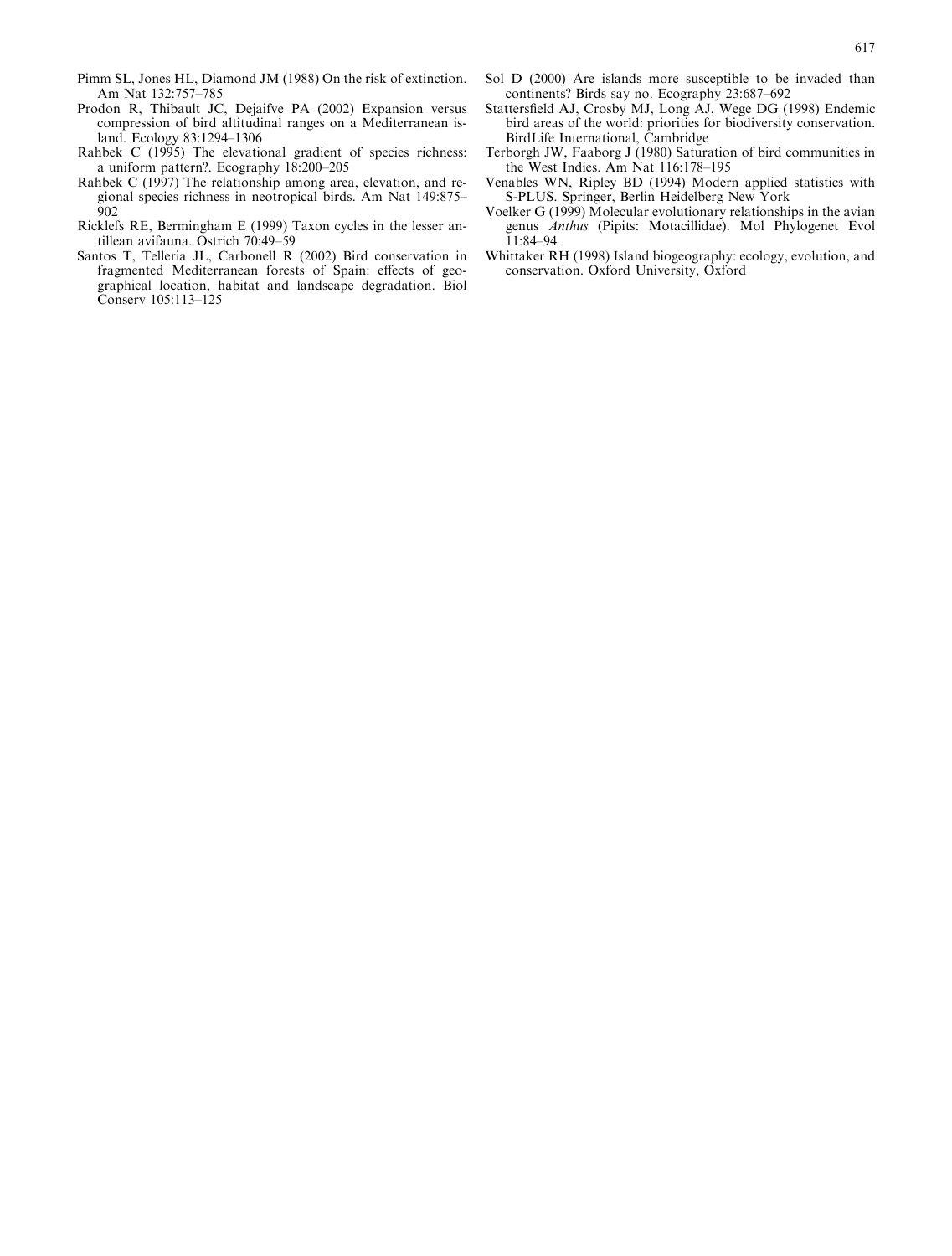Pimm SL, Jones HL, Diamond JM (1988) On the risk of extinction. Am Nat 132:757–785

Prodon R, Thibault JC, Dejaifve PA (2002) Expansion versus compression of bird altitudinal ranges on a Mediterranean island. Ecology 83:1294–1306

Rahbek C (1995) The elevational gradient of species richness: a uniform pattern?. Ecography 18:200–205

Rahbek C (1997) The relationship among area, elevation, and regional species richness in neotropical birds. Am Nat 149:875–902

Ricklefs RE, Bermingham E (1999) Taxon cycles in the lesser antillean avifauna. Ostrich 70:49–59

Santos T, Tellería JL, Carbonell R (2002) Bird conservation in fragmented Mediterranean forests of Spain: effects of geographical location, habitat and landscape degradation. Biol Conserv 105:113–125

Sol D (2000) Are islands more susceptible to be invaded than continents? Birds say no. Ecography 23:687–692

Stattersfield AJ, Crosby MJ, Long AJ, Wege DG (1998) Endemic bird areas of the world: priorities for biodiversity conservation. BirdLife International, Cambridge

Terborgh JW, Faaborg J (1980) Saturation of bird communities in the West Indies. Am Nat 116:178–195

Venables WN, Ripley BD (1994) Modern applied statistics with S-PLUS. Springer, Berlin Heidelberg New York

Voelker G (1999) Molecular evolutionary relationships in the avian genus *Anthus* (Pipits: Motacillidae). Mol Phylogenet Evol 11:84–94

Whittaker RH (1998) Island biogeography: ecology, evolution, and conservation. Oxford University, Oxford